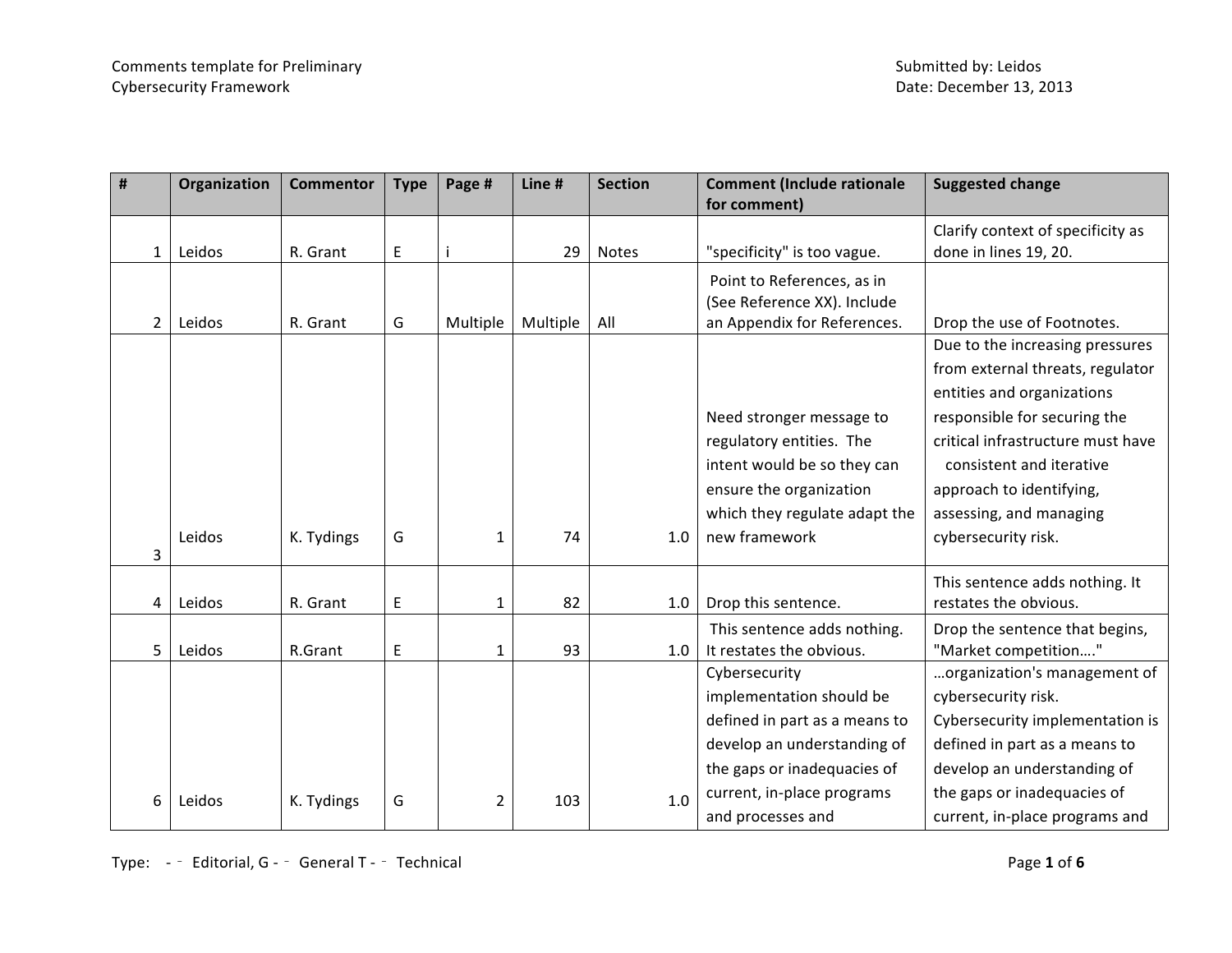Comments template for Preliminary Cybersecurity Framework

Submitted by: Leidos
Date: December 13, 2013

| # | Organization | Commentor | Type | Page # | Line # | Section | Comment (Include rationale for comment) | Suggested change |
|---|---|---|---|---|---|---|---|---|
| 1 | Leidos | R. Grant | E | i | 29 | Notes | "specificity" is too vague. | Clarify context of specificity as done in lines 19, 20. |
| 2 | Leidos | R. Grant | G | Multiple | Multiple | All | Point to References, as in (See Reference XX). Include an Appendix for References. | Drop the use of Footnotes. |
| 3 | Leidos | K. Tydings | G | 1 | 74 | 1.0 | Need stronger message to regulatory entities. The intent would be so they can ensure the organization which they regulate adapt the new framework | Due to the increasing pressures from external threats, regulator entities and organizations responsible for securing the critical infrastructure must have consistent and iterative approach to identifying, assessing, and managing cybersecurity risk. |
| 4 | Leidos | R. Grant | E | 1 | 82 | 1.0 | Drop this sentence. | This sentence adds nothing. It restates the obvious. |
| 5 | Leidos | R.Grant | E | 1 | 93 | 1.0 | This sentence adds nothing. It restates the obvious. | Drop the sentence that begins, "Market competition…." |
| 6 | Leidos | K. Tydings | G | 2 | 103 | 1.0 | Cybersecurity implementation should be defined in part as a means to develop an understanding of the gaps or inadequacies of current, in-place programs and processes and | …organization's management of cybersecurity risk. Cybersecurity implementation is defined in part as a means to develop an understanding of the gaps or inadequacies of current, in-place programs and |

Type: E - Editorial, G - General T - Technical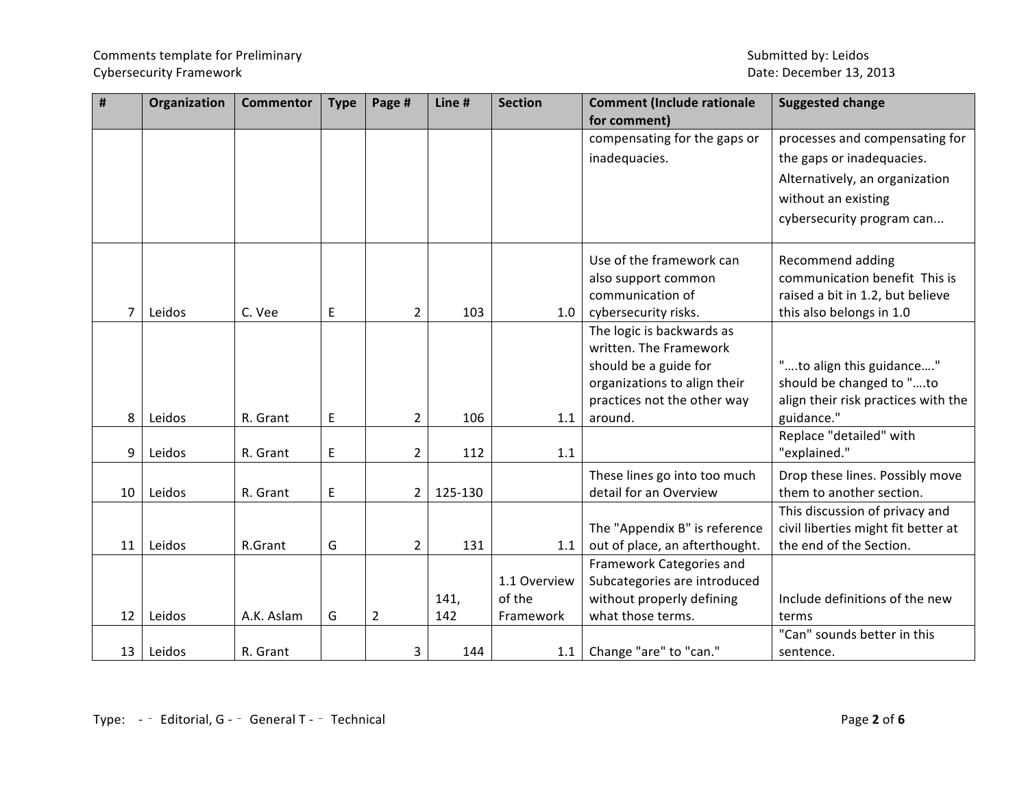| # | Organization | Commentor | Type | Page # | Line # | Section | Comment (Include rationale for comment) | Suggested change |
|---|---|---|---|---|---|---|---|---|
| | | | | | | | compensating for the gaps or inadequacies. | processes and compensating for the gaps or inadequacies. Alternatively, an organization without an existing cybersecurity program can... |
| 7 | Leidos | C. Vee | E | 2 | 103 | 1.0 | Use of the framework can also support common communication of cybersecurity risks. | Recommend adding communication benefit This is raised a bit in 1.2, but believe this also belongs in 1.0 |
| 8 | Leidos | R. Grant | E | 2 | 106 | 1.1 | The logic is backwards as written. The Framework should be a guide for organizations to align their practices not the other way around. | "….to align this guidance…." should be changed to "….to align their risk practices with the guidance." |
| 9 | Leidos | R. Grant | E | 2 | 112 | 1.1 | | Replace "detailed" with "explained." |
| 10 | Leidos | R. Grant | E | 2 | 125-130 | | These lines go into too much detail for an Overview | Drop these lines. Possibly move them to another section. |
| 11 | Leidos | R.Grant | G | 2 | 131 | 1.1 | The "Appendix B" is reference out of place, an afterthought. | This discussion of privacy and civil liberties might fit better at the end of the Section. |
| 12 | Leidos | A.K. Aslam | G | 2 | 141, 142 | 1.1 Overview of the Framework | Framework Categories and Subcategories are introduced without properly defining what those terms. | Include definitions of the new terms |
| 13 | Leidos | R. Grant | | 3 | 144 | 1.1 | Change "are" to "can." | "Can" sounds better in this sentence. |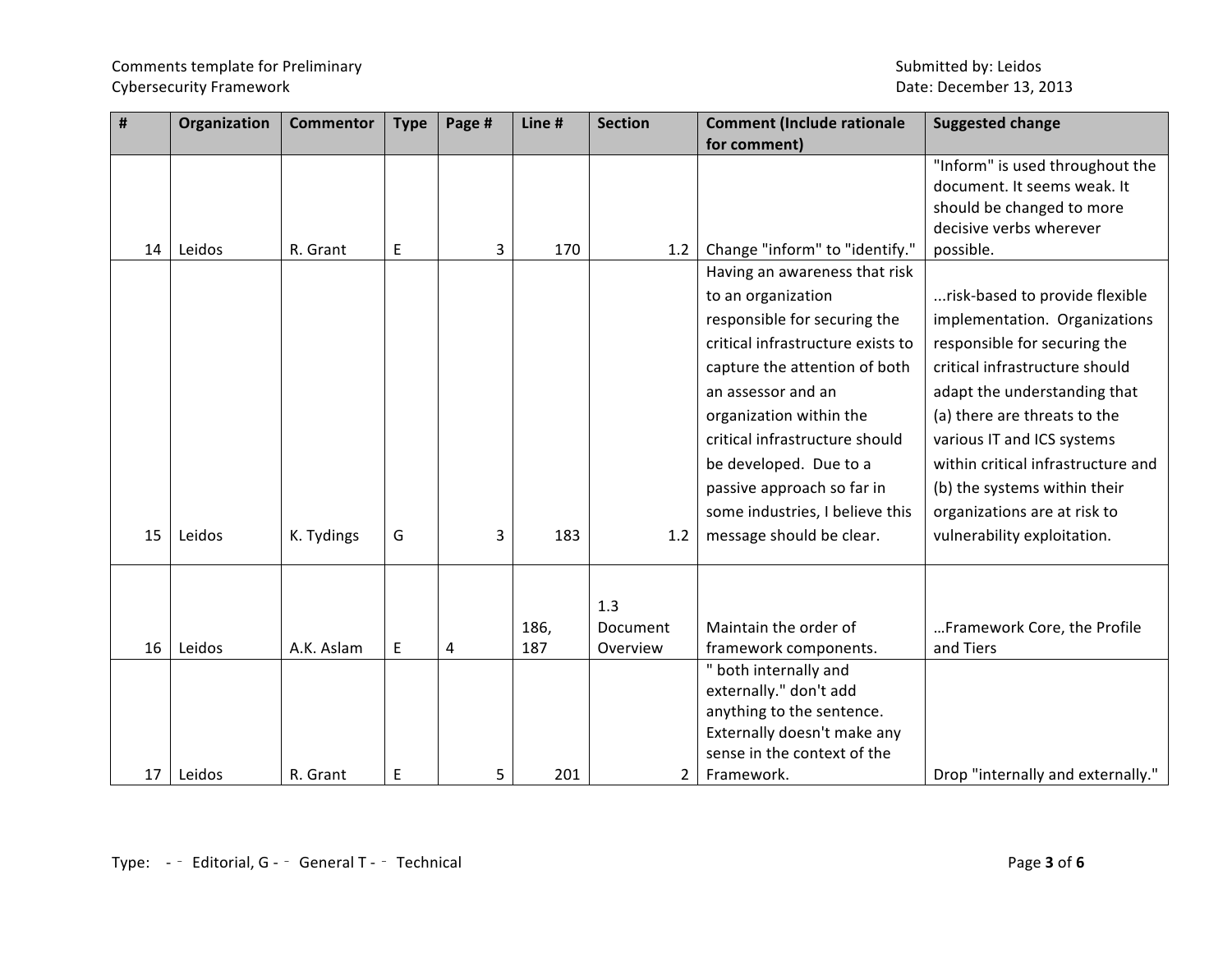Comments template for Preliminary Cybersecurity Framework

Submitted by: Leidos
Date: December 13, 2013

| # | Organization | Commentor | Type | Page # | Line # | Section | Comment (Include rationale for comment) | Suggested change |
|---|---|---|---|---|---|---|---|---|
| 14 | Leidos | R. Grant | E | 3 | 170 | 1.2 | Change "inform" to "identify." | "Inform" is used throughout the document. It seems weak. It should be changed to more decisive verbs wherever possible. |
| 15 | Leidos | K. Tydings | G | 3 | 183 | 1.2 | Having an awareness that risk to an organization responsible for securing the critical infrastructure exists to capture the attention of both an assessor and an organization within the critical infrastructure should be developed. Due to a passive approach so far in some industries, I believe this message should be clear. | ...risk-based to provide flexible implementation. Organizations responsible for securing the critical infrastructure should adapt the understanding that (a) there are threats to the various IT and ICS systems within critical infrastructure and (b) the systems within their organizations are at risk to vulnerability exploitation. |
| 16 | Leidos | A.K. Aslam | E | 4 | 186, 187 | 1.3 Document Overview | Maintain the order of framework components. | …Framework Core, the Profile and Tiers |
| 17 | Leidos | R. Grant | E | 5 | 201 | 2 | " both internally and externally." don't add anything to the sentence. Externally doesn't make any sense in the context of the Framework. | Drop "internally and externally." |

Type: - Editorial, G - General T - Technical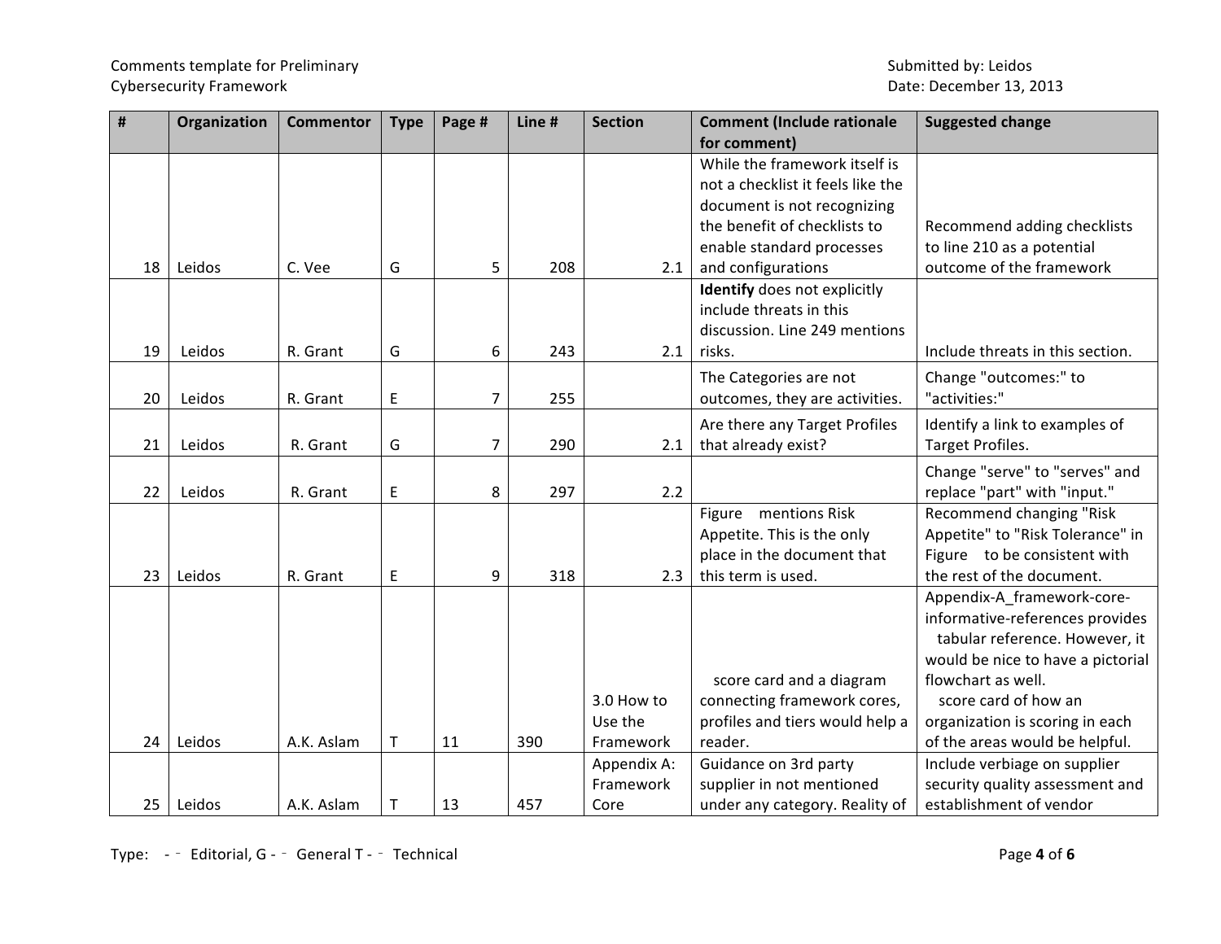| # | Organization | Commentor | Type | Page # | Line # | Section | Comment (Include rationale for comment) | Suggested change |
|---|---|---|---|---|---|---|---|---|
| 18 | Leidos | C. Vee | G | 5 | 208 | 2.1 | While the framework itself is not a checklist it feels like the document is not recognizing the benefit of checklists to enable standard processes and configurations | Recommend adding checklists to line 210 as a potential outcome of the framework |
| 19 | Leidos | R. Grant | G | 6 | 243 | 2.1 | **Identify** does not explicitly include threats in this discussion. Line 249 mentions risks. | Include threats in this section. |
| 20 | Leidos | R. Grant | E | 7 | 255 | | The Categories are not outcomes, they are activities. | Change "outcomes:" to "activities:" |
| 21 | Leidos | R. Grant | G | 7 | 290 | 2.1 | Are there any Target Profiles that already exist? | Identify a link to examples of Target Profiles. |
| 22 | Leidos | R. Grant | E | 8 | 297 | 2.2 | | Change "serve" to "serves" and replace "part" with "input." |
| 23 | Leidos | R. Grant | E | 9 | 318 | 2.3 | Figure mentions Risk Appetite. This is the only place in the document that this term is used. | Recommend changing "Risk Appetite" to "Risk Tolerance" in Figure to be consistent with the rest of the document. |
| 24 | Leidos | A.K. Aslam | T | 11 | 390 | 3.0 How to Use the Framework | score card and a diagram connecting framework cores, profiles and tiers would help a reader. | Appendix-A_framework-core-informative-references provides tabular reference. However, it would be nice to have a pictorial flowchart as well. score card of how an organization is scoring in each of the areas would be helpful. |
| 25 | Leidos | A.K. Aslam | T | 13 | 457 | Appendix A: Framework Core | Guidance on 3rd party supplier in not mentioned under any category. Reality of | Include verbiage on supplier security quality assessment and establishment of vendor |

Type: - - Editorial, G - - General T - - Technical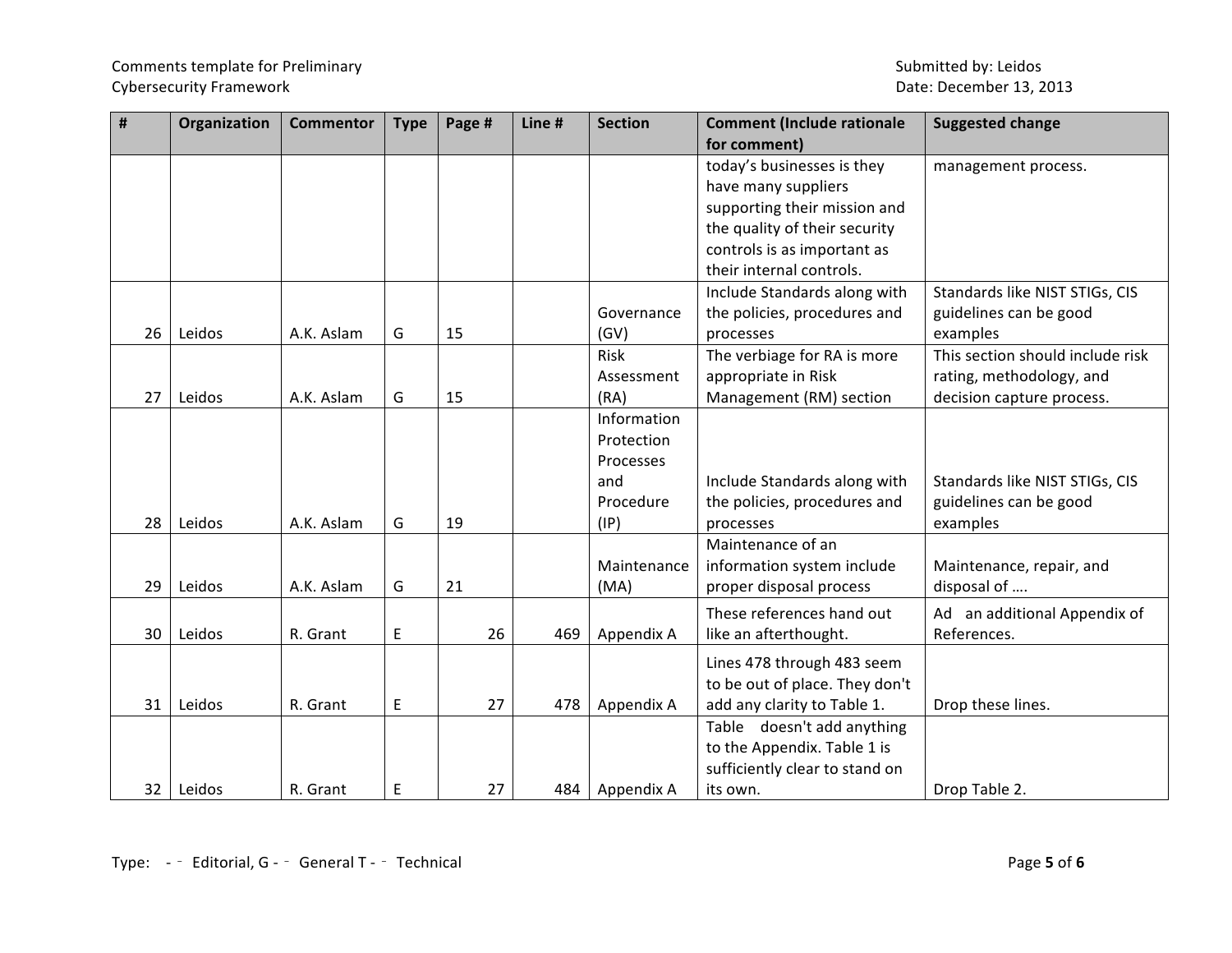| # | Organization | Commentor | Type | Page # | Line # | Section | Comment (Include rationale for comment) | Suggested change |
|---|---|---|---|---|---|---|---|---|
| | | | | | | | today's businesses is they have many suppliers supporting their mission and the quality of their security controls is as important as their internal controls. | management process. |
| 26 | Leidos | A.K. Aslam | G | 15 | | Governance (GV) | Include Standards along with the policies, procedures and processes | Standards like NIST STIGs, CIS guidelines can be good examples |
| 27 | Leidos | A.K. Aslam | G | 15 | | Risk Assessment (RA) | The verbiage for RA is more appropriate in Risk Management (RM) section | This section should include risk rating, methodology, and decision capture process. |
| 28 | Leidos | A.K. Aslam | G | 19 | | Information Protection Processes and Procedure (IP) | Include Standards along with the policies, procedures and processes | Standards like NIST STIGs, CIS guidelines can be good examples |
| 29 | Leidos | A.K. Aslam | G | 21 | | Maintenance (MA) | Maintenance of an information system include proper disposal process | Maintenance, repair, and disposal of …. |
| 30 | Leidos | R. Grant | E | 26 | 469 | Appendix A | These references hand out like an afterthought. | Ad an additional Appendix of References. |
| 31 | Leidos | R. Grant | E | 27 | 478 | Appendix A | Lines 478 through 483 seem to be out of place. They don't add any clarity to Table 1. | Drop these lines. |
| 32 | Leidos | R. Grant | E | 27 | 484 | Appendix A | Table doesn't add anything to the Appendix. Table 1 is sufficiently clear to stand on its own. | Drop Table 2. |

Type: - Editorial, G - General T - Technical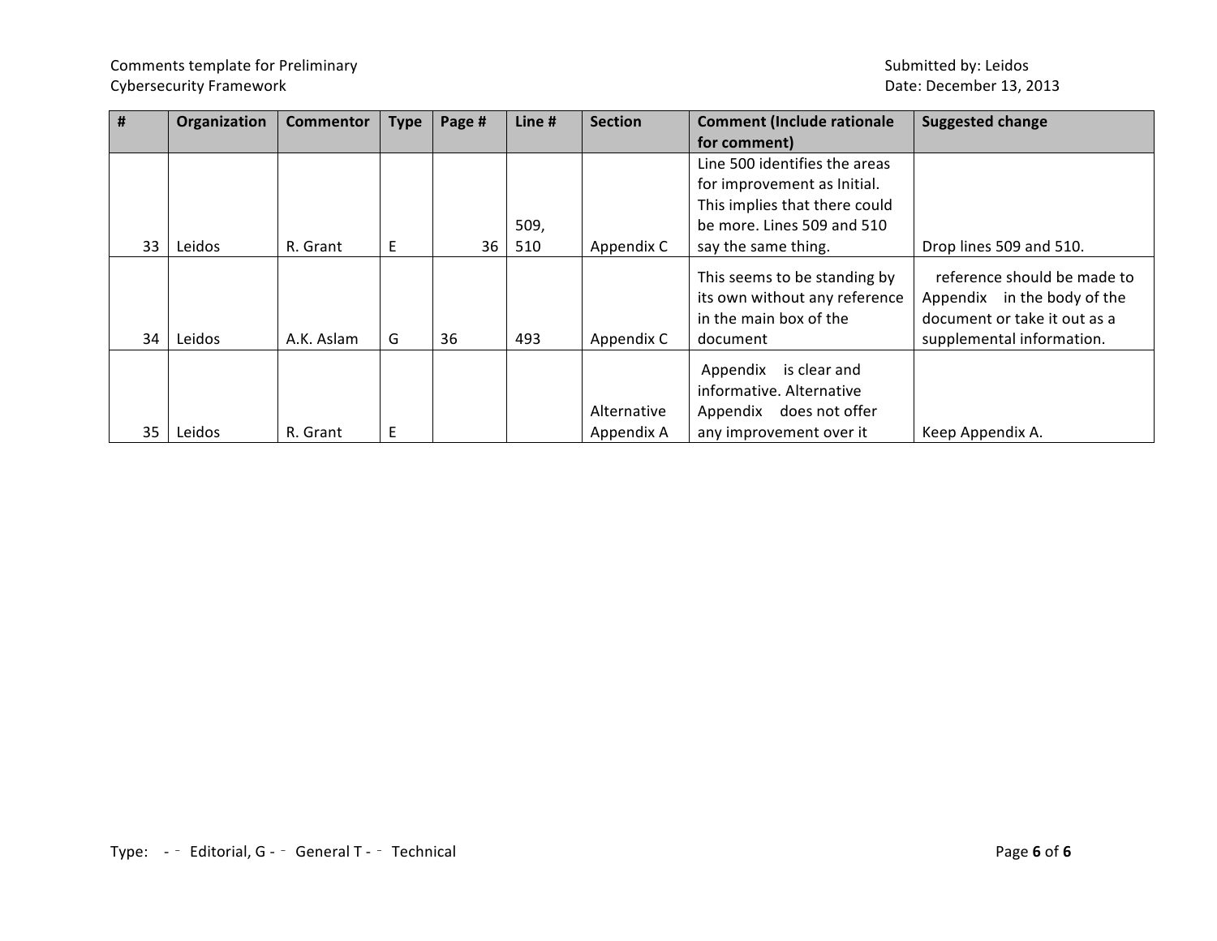| # | Organization | Commentor | Type | Page # | Line # | Section | Comment (Include rationale for comment) | Suggested change |
|---|---|---|---|---|---|---|---|---|
| 33 | Leidos | R. Grant | E | 36 | 509, 510 | Appendix C | Line 500 identifies the areas for improvement as Initial. This implies that there could be more. Lines 509 and 510 say the same thing. | Drop lines 509 and 510. |
| 34 | Leidos | A.K. Aslam | G | 36 | 493 | Appendix C | This seems to be standing by its own without any reference in the main box of the document | reference should be made to Appendix in the body of the document or take it out as a supplemental information. |
| 35 | Leidos | R. Grant | E | | | Alternative Appendix A | Appendix is clear and informative. Alternative Appendix does not offer any improvement over it | Keep Appendix A. |

Type: - Editorial, G - General T - Technical